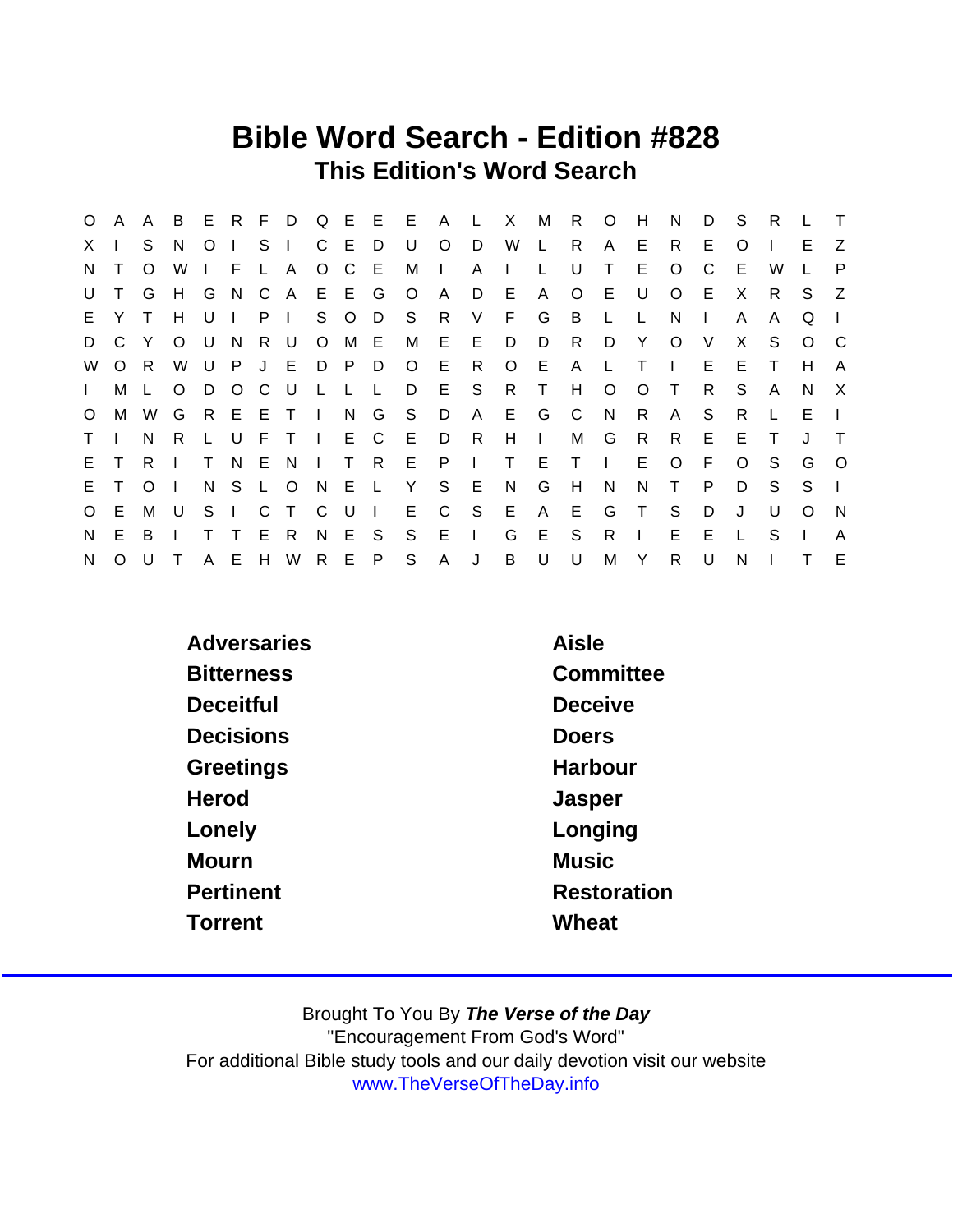# Bible Word Search - Edition #828

## This Edition's Word Search

```
O A A B E R F D Q E E E A L X M R O H N D S R L T
X I S N O I S I C E D U O D W L R A E R E O I E Z
N T O W I F L A O C E M I A I L U T E O C E W L P
U T G H G N C A E E G O A D E A O E U O E X R S Z
E Y T H U I P I S O D S R V F G B L L N I A A Q I
D C Y O U N R U O M E M E E D D R D Y O V X S O C
W O R W U P J E D P D O E R O E A L T I E E T H A
I M L O D O C U L L L D E S R T H O O T R S A N X
O M W G R E E T I N G S D A E G C N R A S R L E I
T I N R L U F T I E C E D R H I M G R R E E T J T
E T R I T N E N I T R E P I T E T I E O F O S G O
E T O I N S L O N E L Y S E N G H N N T P D S S I
O E M U S I C T C U I E C S E A E G T S D J U O N
N E B I T T E R N E S S E I G E S R I E E L S I A
N O U T A E H W R E P S A J B U U M Y R U N I T E
```

| | |
|---|---|
| Adversaries | Aisle |
| Bitterness | Committee |
| Deceitful | Deceive |
| Decisions | Doers |
| Greetings | Harbour |
| Herod | Jasper |
| Lonely | Longing |
| Mourn | Music |
| Pertinent | Restoration |
| Torrent | Wheat |

Brought To You By ***The Verse of the Day***
"Encouragement From God's Word"
For additional Bible study tools and our daily devotion visit our website
[www.TheVerseOfTheDay.info](http://www.TheVerseOfTheDay.info)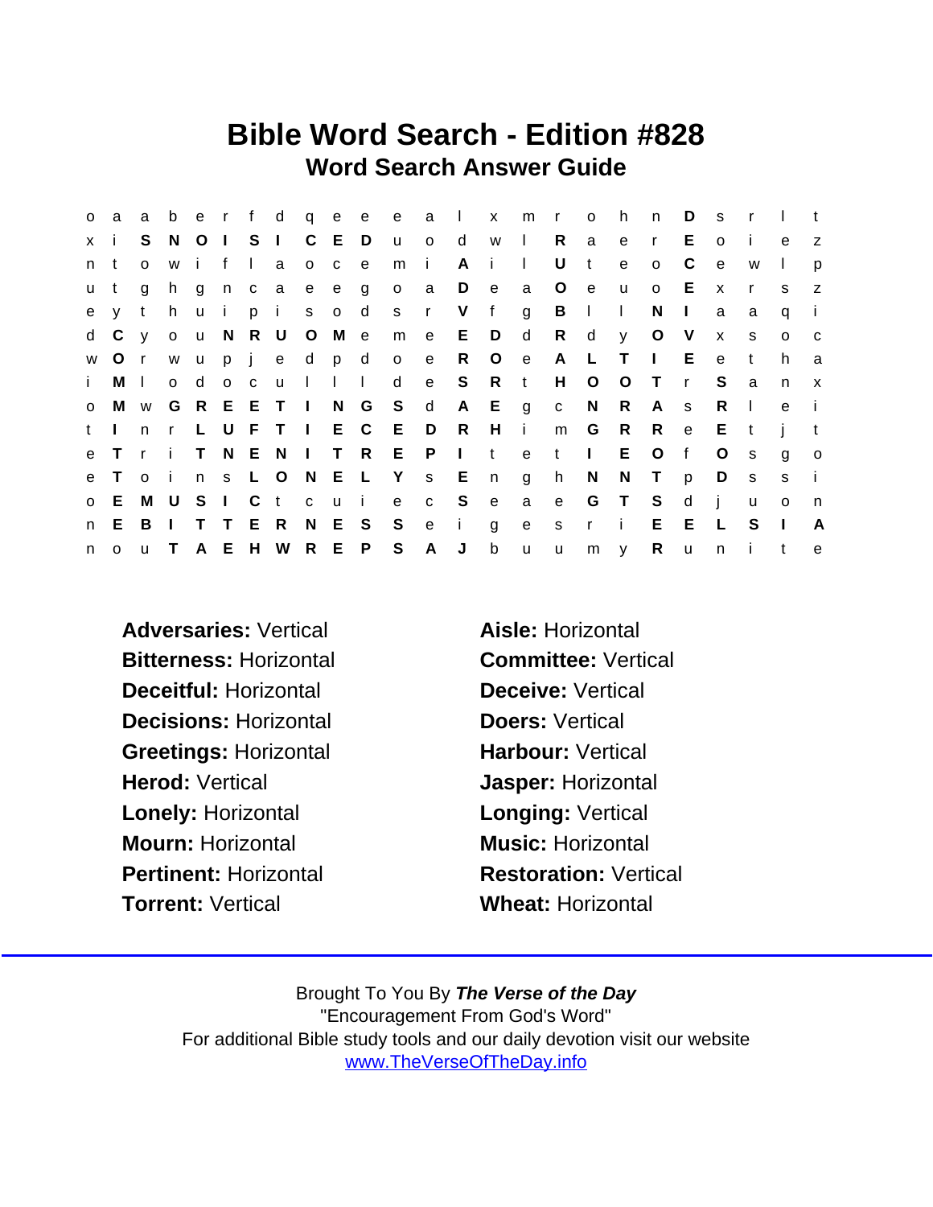# Bible Word Search - Edition #828

## Word Search Answer Guide

```
o a a b e r f d q e e e a l x m r o h n D s r l t
x i S N O I S I C E D u o d w l R a e r E o i e z
n t o w i f l a o c e m i A i l U t e o C e w l p
u t g h g n c a e e g o a D e a O e u o E x r s z
e y t h u i p i s o d s r V f g B l l N I a a q i
d C y o u N R U O M e m e E D d R d y O V x s o c
w O r w u p j e d p d o e R O e A L T I E e t h a
i M l o d o c u l l l d e S R t H O O T r S a n x
o M w G R E E T I N G S d A E g c N R A s R l e i
t I n r L U F T I E C E D R H i m G R R e E t j t
e T r i T N E N I T R E P I t e t I E O f O s g o
e T o i n s L O N E L Y s E n g h N N T p D s s i
o E M U S I C t c u i e c S e a e G T S d j u o n
n E B I T T E R N E S S e i g e s r i E E L S I A
n o u T A E H W R E P S A J b u u m y R u n i t e
```

**Adversaries:** Vertical
**Aisle:** Horizontal
**Bitterness:** Horizontal
**Committee:** Vertical
**Deceitful:** Horizontal
**Deceive:** Vertical
**Decisions:** Horizontal
**Doers:** Vertical
**Greetings:** Horizontal
**Harbour:** Vertical
**Herod:** Vertical
**Jasper:** Horizontal
**Lonely:** Horizontal
**Longing:** Vertical
**Mourn:** Horizontal
**Music:** Horizontal
**Pertinent:** Horizontal
**Restoration:** Vertical
**Torrent:** Vertical
**Wheat:** Horizontal

Brought To You By ***The Verse of the Day***
"Encouragement From God's Word"
For additional Bible study tools and our daily devotion visit our website
www.TheVerseOfTheDay.info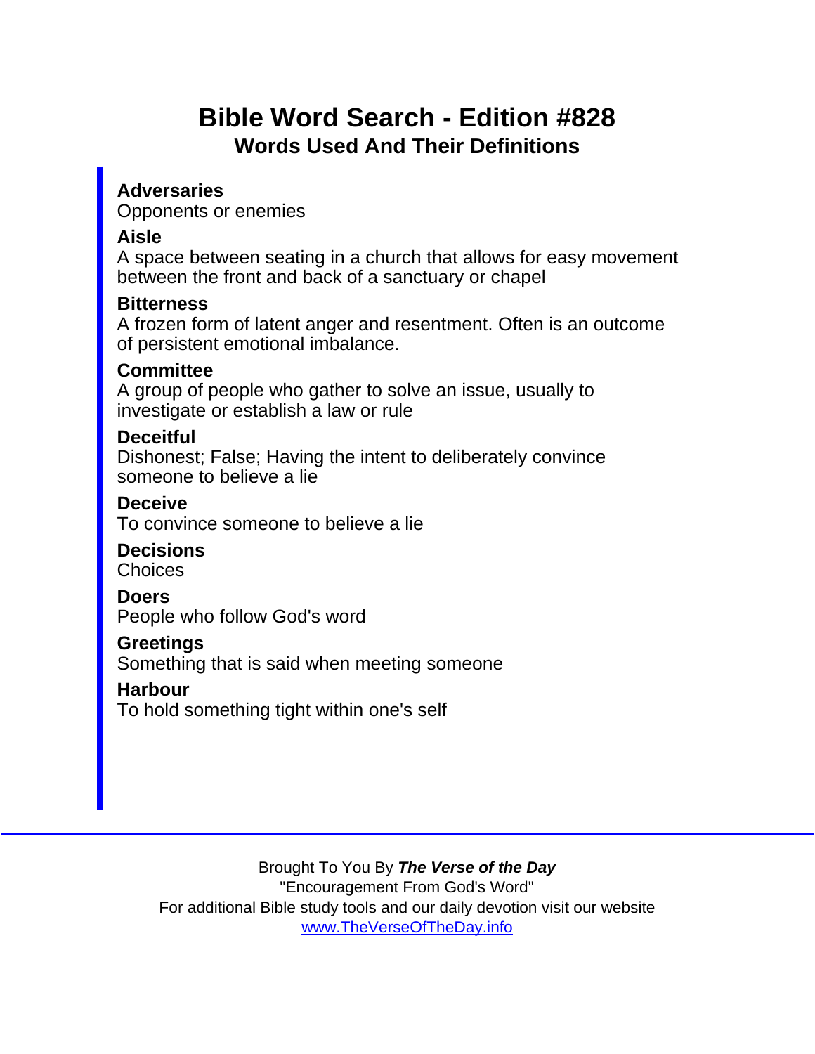# Bible Word Search - Edition #828

## Words Used And Their Definitions

**Adversaries**
Opponents or enemies

**Aisle**
A space between seating in a church that allows for easy movement between the front and back of a sanctuary or chapel

**Bitterness**
A frozen form of latent anger and resentment. Often is an outcome of persistent emotional imbalance.

**Committee**
A group of people who gather to solve an issue, usually to investigate or establish a law or rule

**Deceitful**
Dishonest; False; Having the intent to deliberately convince someone to believe a lie

**Deceive**
To convince someone to believe a lie

**Decisions**
Choices

**Doers**
People who follow God's word

**Greetings**
Something that is said when meeting someone

**Harbour**
To hold something tight within one's self

---

Brought To You By ***The Verse of the Day***
"Encouragement From God's Word"
For additional Bible study tools and our daily devotion visit our website
www.TheVerseOfTheDay.info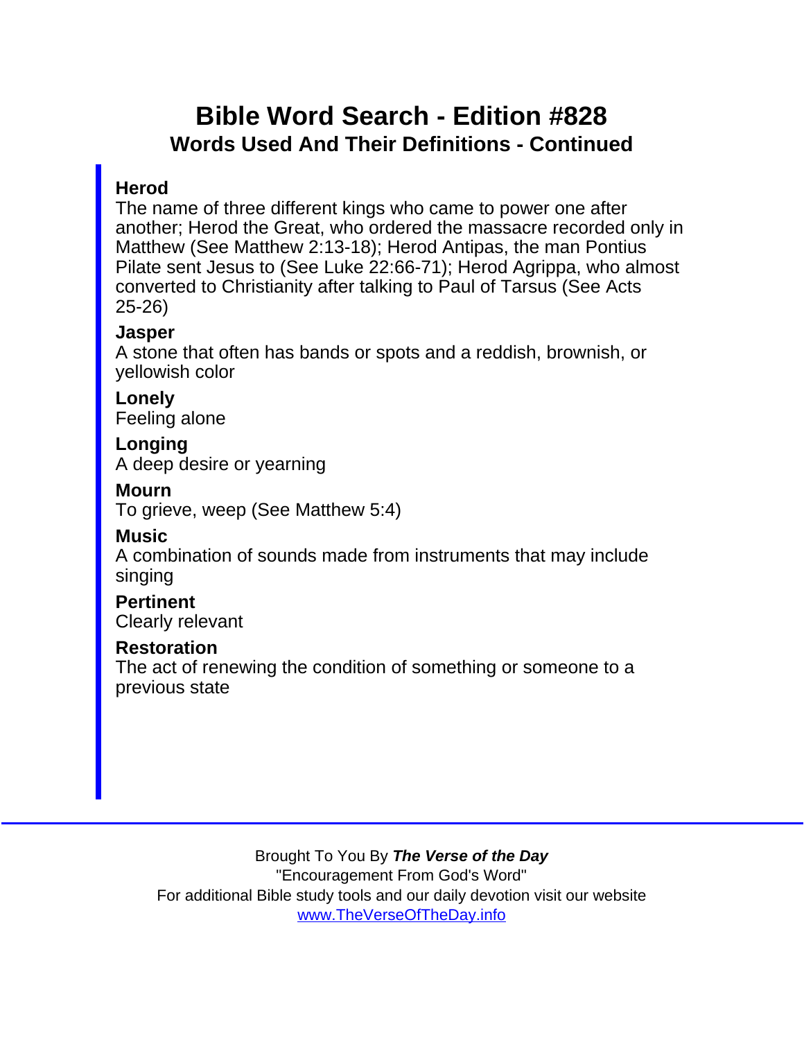# Bible Word Search - Edition #828

## Words Used And Their Definitions - Continued

**Herod**
The name of three different kings who came to power one after another; Herod the Great, who ordered the massacre recorded only in Matthew (See Matthew 2:13-18); Herod Antipas, the man Pontius Pilate sent Jesus to (See Luke 22:66-71); Herod Agrippa, who almost converted to Christianity after talking to Paul of Tarsus (See Acts 25-26)

**Jasper**
A stone that often has bands or spots and a reddish, brownish, or yellowish color

**Lonely**
Feeling alone

**Longing**
A deep desire or yearning

**Mourn**
To grieve, weep (See Matthew 5:4)

**Music**
A combination of sounds made from instruments that may include singing

**Pertinent**
Clearly relevant

**Restoration**
The act of renewing the condition of something or someone to a previous state

---

Brought To You By ***The Verse of the Day***
"Encouragement From God's Word"
For additional Bible study tools and our daily devotion visit our website
www.TheVerseOfTheDay.info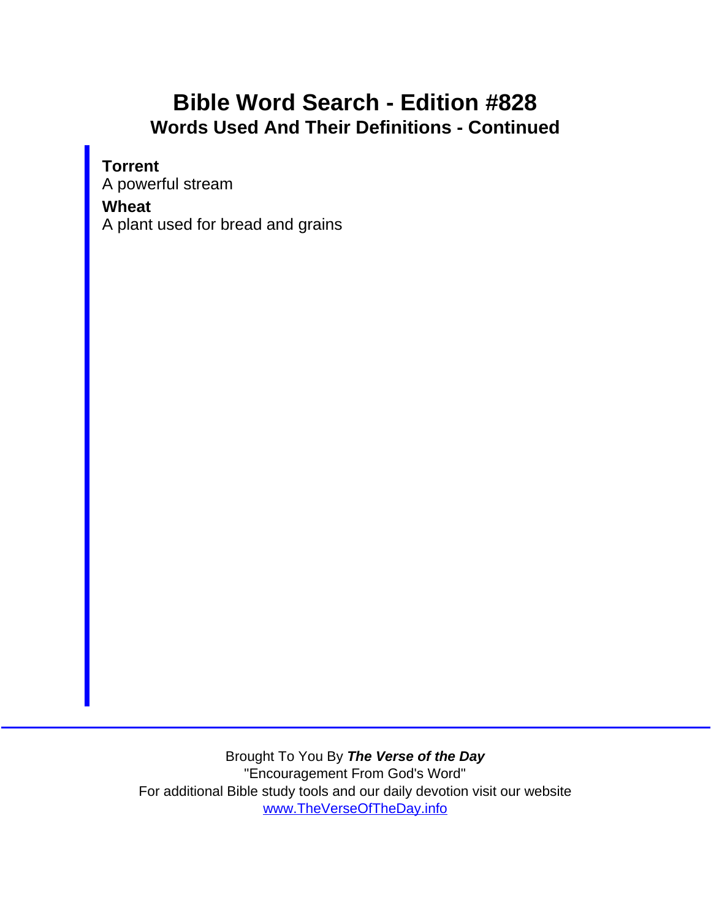# Bible Word Search - Edition #828

## Words Used And Their Definitions - Continued

**Torrent**
A powerful stream

**Wheat**
A plant used for bread and grains

Brought To You By ***The Verse of the Day***
"Encouragement From God's Word"
For additional Bible study tools and our daily devotion visit our website
www.TheVerseOfTheDay.info